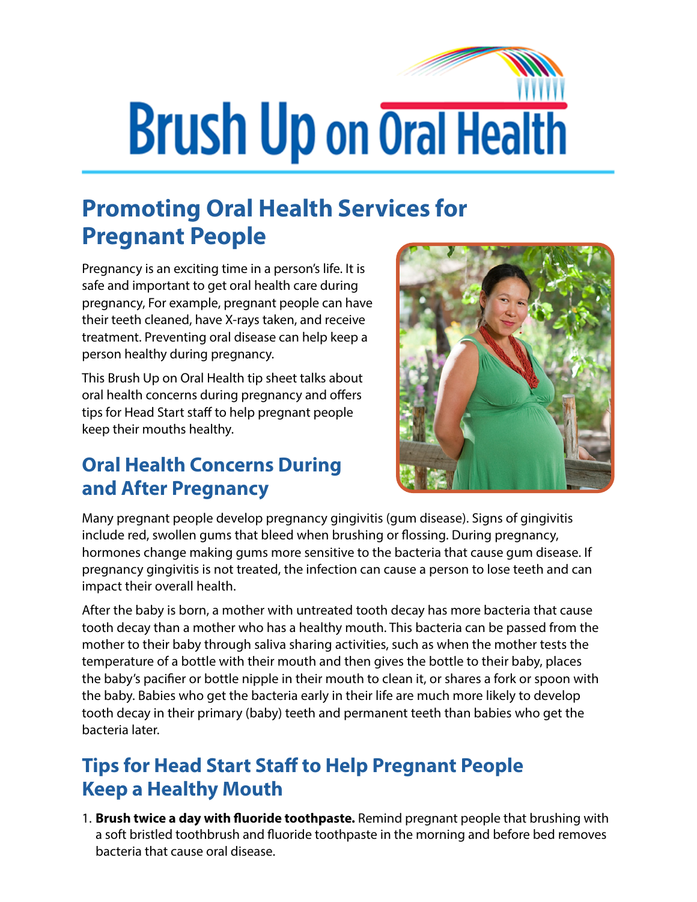# Brush Up on Oral Health

## Promoting Oral Health Services for Pregnant People

Pregnancy is an exciting time in a person's life. It is safe and important to get oral health care during pregnancy, For example, pregnant people can have their teeth cleaned, have X-rays taken, and receive treatment. Preventing oral disease can help keep a person healthy during pregnancy.

This Brush Up on Oral Health tip sheet talks about oral health concerns during pregnancy and offers tips for Head Start staff to help pregnant people keep their mouths healthy.

## Oral Health Concerns During and After Pregnancy

Many pregnant people develop pregnancy gingivitis (gum disease). Signs of gingivitis include red, swollen gums that bleed when brushing or flossing. During pregnancy, hormones change making gums more sensitive to the bacteria that cause gum disease. If pregnancy gingivitis is not treated, the infection can cause a person to lose teeth and can impact their overall health.

After the baby is born, a mother with untreated tooth decay has more bacteria that cause tooth decay than a mother who has a healthy mouth. This bacteria can be passed from the mother to their baby through saliva sharing activities, such as when the mother tests the temperature of a bottle with their mouth and then gives the bottle to their baby, places the baby's pacifier or bottle nipple in their mouth to clean it, or shares a fork or spoon with the baby. Babies who get the bacteria early in their life are much more likely to develop tooth decay in their primary (baby) teeth and permanent teeth than babies who get the bacteria later.

## Tips for Head Start Staff to Help Pregnant People Keep a Healthy Mouth

1. **Brush twice a day with fluoride toothpaste.** Remind pregnant people that brushing with a soft bristled toothbrush and fluoride toothpaste in the morning and before bed removes bacteria that cause oral disease.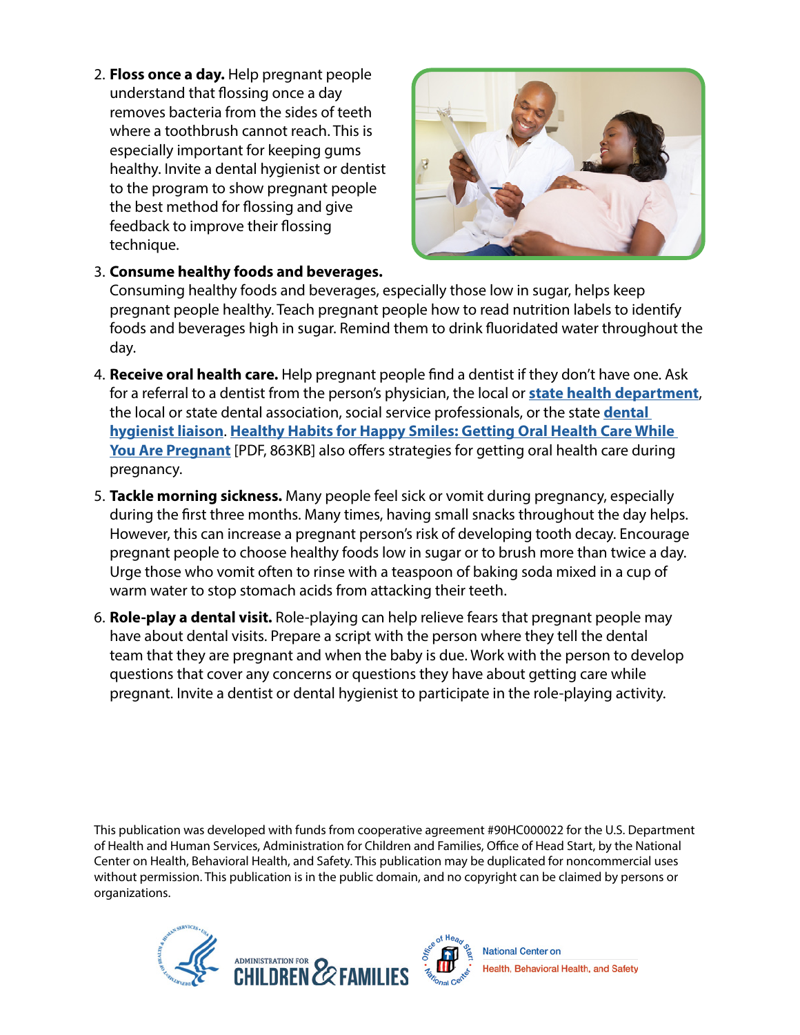2. **Floss once a day.** Help pregnant people understand that flossing once a day removes bacteria from the sides of teeth where a toothbrush cannot reach. This is especially important for keeping gums healthy. Invite a dental hygienist or dentist to the program to show pregnant people the best method for flossing and give feedback to improve their flossing technique.

3. **Consume healthy foods and beverages.** Consuming healthy foods and beverages, especially those low in sugar, helps keep pregnant people healthy. Teach pregnant people how to read nutrition labels to identify foods and beverages high in sugar. Remind them to drink fluoridated water throughout the day.

4. **Receive oral health care.** Help pregnant people find a dentist if they don't have one. Ask for a referral to a dentist from the person's physician, the local or **state health department**, the local or state dental association, social service professionals, or the state **dental hygienist liaison**. **Healthy Habits for Happy Smiles: Getting Oral Health Care While You Are Pregnant** [PDF, 863KB] also offers strategies for getting oral health care during pregnancy.

5. **Tackle morning sickness.** Many people feel sick or vomit during pregnancy, especially during the first three months. Many times, having small snacks throughout the day helps. However, this can increase a pregnant person's risk of developing tooth decay. Encourage pregnant people to choose healthy foods low in sugar or to brush more than twice a day. Urge those who vomit often to rinse with a teaspoon of baking soda mixed in a cup of warm water to stop stomach acids from attacking their teeth.

6. **Role-play a dental visit.** Role-playing can help relieve fears that pregnant people may have about dental visits. Prepare a script with the person where they tell the dental team that they are pregnant and when the baby is due. Work with the person to develop questions that cover any concerns or questions they have about getting care while pregnant. Invite a dentist or dental hygienist to participate in the role-playing activity.

This publication was developed with funds from cooperative agreement #90HC000022 for the U.S. Department of Health and Human Services, Administration for Children and Families, Office of Head Start, by the National Center on Health, Behavioral Health, and Safety. This publication may be duplicated for noncommercial uses without permission. This publication is in the public domain, and no copyright can be claimed by persons or organizations.

ADMINISTRATION FOR CHILDREN & FAMILIES

National Center on Health, Behavioral Health, and Safety